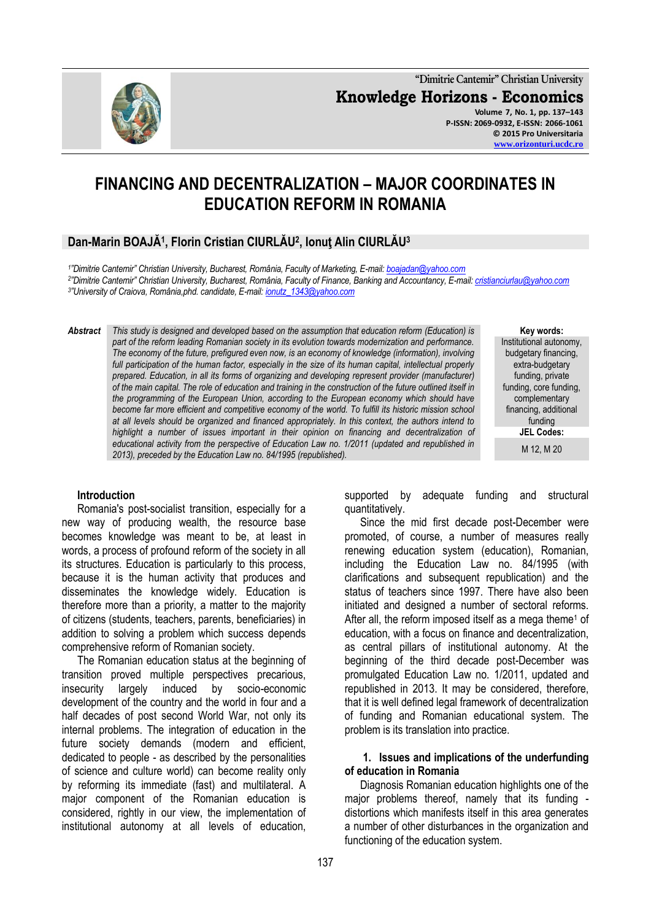# FINANCING AND DECENTRALIZATION – MAJOR COORDINATES IN EDUCATION REFORM IN ROMANIA

**Dan-Marin BOAJĂ[1], Florin Cristian CIURLĂU[2], Ionuţ Alin CIURLĂU[3]**

[1]"Dimitrie Cantemir" Christian University, Bucharest, România, Faculty of Marketing, E-mail: boajadan@yahoo.com
[2]"Dimitrie Cantemir" Christian University, Bucharest, România, Faculty of Finance, Banking and Accountancy, E-mail: cristianciurlau@yahoo.com
[3]"University of Craiova, România,phd. candidate, E-mail: ionutz_1343@yahoo.com

**Abstract** *This study is designed and developed based on the assumption that education reform (Education) is part of the reform leading Romanian society in its evolution towards modernization and performance. The economy of the future, prefigured even now, is an economy of knowledge (information), involving full participation of the human factor, especially in the size of its human capital, intellectual properly prepared. Education, in all its forms of organizing and developing represent provider (manufacturer) of the main capital. The role of education and training in the construction of the future outlined itself in the programming of the European Union, according to the European economy which should have become far more efficient and competitive economy of the world. To fulfill its historic mission school at all levels should be organized and financed appropriately. In this context, the authors intend to highlight a number of issues important in their opinion on financing and decentralization of educational activity from the perspective of Education Law no. 1/2011 (updated and republished in 2013), preceded by the Education Law no. 84/1995 (republished).*

**Key words:** Institutional autonomy, budgetary financing, extra-budgetary funding, private funding, core funding, complementary financing, additional funding

**JEL Codes:** M 12, M 20

## Introduction

Romania's post-socialist transition, especially for a new way of producing wealth, the resource base becomes knowledge was meant to be, at least in words, a process of profound reform of the society in all its structures. Education is particularly to this process, because it is the human activity that produces and disseminates the knowledge widely. Education is therefore more than a priority, a matter to the majority of citizens (students, teachers, parents, beneficiaries) in addition to solving a problem which success depends comprehensive reform of Romanian society.

The Romanian education status at the beginning of transition proved multiple perspectives precarious, insecurity largely induced by socio-economic development of the country and the world in four and a half decades of post second World War, not only its internal problems. The integration of education in the future society demands (modern and efficient, dedicated to people - as described by the personalities of science and culture world) can become reality only by reforming its immediate (fast) and multilateral. A major component of the Romanian education is considered, rightly in our view, the implementation of institutional autonomy at all levels of education, supported by adequate funding and structural quantitatively.

Since the mid first decade post-December were promoted, of course, a number of measures really renewing education system (education), Romanian, including the Education Law no. 84/1995 (with clarifications and subsequent republication) and the status of teachers since 1997. There have also been initiated and designed a number of sectoral reforms. After all, the reform imposed itself as a mega theme[1] of education, with a focus on finance and decentralization, as central pillars of institutional autonomy. At the beginning of the third decade post-December was promulgated Education Law no. 1/2011, updated and republished in 2013. It may be considered, therefore, that it is well defined legal framework of decentralization of funding and Romanian educational system. The problem is its translation into practice.

## 1. Issues and implications of the underfunding of education in Romania

Diagnosis Romanian education highlights one of the major problems thereof, namely that its funding - distortions which manifests itself in this area generates a number of other disturbances in the organization and functioning of the education system.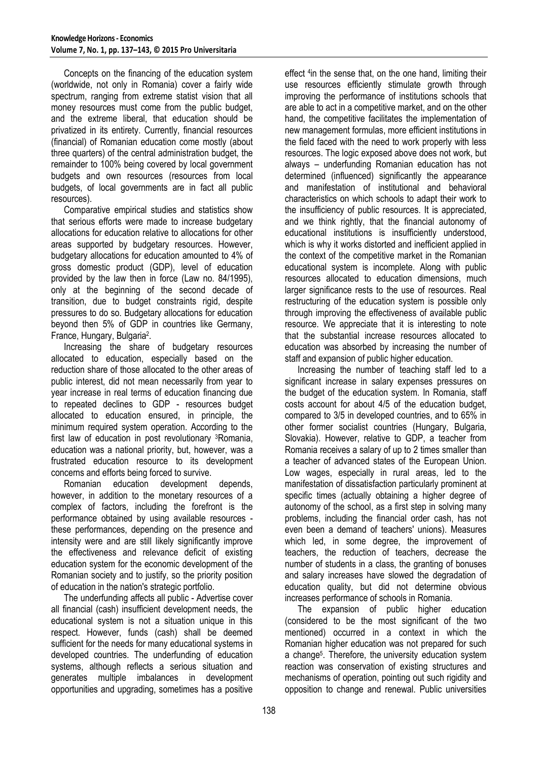Concepts on the financing of the education system (worldwide, not only in Romania) cover a fairly wide spectrum, ranging from extreme statist vision that all money resources must come from the public budget, and the extreme liberal, that education should be privatized in its entirety. Currently, financial resources (financial) of Romanian education come mostly (about three quarters) of the central administration budget, the remainder to 100% being covered by local government budgets and own resources (resources from local budgets, of local governments are in fact all public resources).

Comparative empirical studies and statistics show that serious efforts were made to increase budgetary allocations for education relative to allocations for other areas supported by budgetary resources. However, budgetary allocations for education amounted to 4% of gross domestic product (GDP), level of education provided by the law then in force (Law no. 84/1995), only at the beginning of the second decade of transition, due to budget constraints rigid, despite pressures to do so. Budgetary allocations for education beyond then 5% of GDP in countries like Germany, France, Hungary, Bulgaria[2].

Increasing the share of budgetary resources allocated to education, especially based on the reduction share of those allocated to the other areas of public interest, did not mean necessarily from year to year increase in real terms of education financing due to repeated declines to GDP - resources budget allocated to education ensured, in principle, the minimum required system operation. According to the first law of education in post revolutionary [3]Romania, education was a national priority, but, however, was a frustrated education resource to its development concerns and efforts being forced to survive.

Romanian education development depends, however, in addition to the monetary resources of a complex of factors, including the forefront is the performance obtained by using available resources - these performances, depending on the presence and intensity were and are still likely significantly improve the effectiveness and relevance deficit of existing education system for the economic development of the Romanian society and to justify, so the priority position of education in the nation's strategic portfolio.

The underfunding affects all public - Advertise cover all financial (cash) insufficient development needs, the educational system is not a situation unique in this respect. However, funds (cash) shall be deemed sufficient for the needs for many educational systems in developed countries. The underfunding of education systems, although reflects a serious situation and generates multiple imbalances in development opportunities and upgrading, sometimes has a positive effect [4]in the sense that, on the one hand, limiting their use resources efficiently stimulate growth through improving the performance of institutions schools that are able to act in a competitive market, and on the other hand, the competitive facilitates the implementation of new management formulas, more efficient institutions in the field faced with the need to work properly with less resources. The logic exposed above does not work, but always – underfunding Romanian education has not determined (influenced) significantly the appearance and manifestation of institutional and behavioral characteristics on which schools to adapt their work to the insufficiency of public resources. It is appreciated, and we think rightly, that the financial autonomy of educational institutions is insufficiently understood, which is why it works distorted and inefficient applied in the context of the competitive market in the Romanian educational system is incomplete. Along with public resources allocated to education dimensions, much larger significance rests to the use of resources. Real restructuring of the education system is possible only through improving the effectiveness of available public resource. We appreciate that it is interesting to note that the substantial increase resources allocated to education was absorbed by increasing the number of staff and expansion of public higher education.

Increasing the number of teaching staff led to a significant increase in salary expenses pressures on the budget of the education system. In Romania, staff costs account for about 4/5 of the education budget, compared to 3/5 in developed countries, and to 65% in other former socialist countries (Hungary, Bulgaria, Slovakia). However, relative to GDP, a teacher from Romania receives a salary of up to 2 times smaller than a teacher of advanced states of the European Union. Low wages, especially in rural areas, led to the manifestation of dissatisfaction particularly prominent at specific times (actually obtaining a higher degree of autonomy of the school, as a first step in solving many problems, including the financial order cash, has not even been a demand of teachers' unions). Measures which led, in some degree, the improvement of teachers, the reduction of teachers, decrease the number of students in a class, the granting of bonuses and salary increases have slowed the degradation of education quality, but did not determine obvious increases performance of schools in Romania.

The expansion of public higher education (considered to be the most significant of the two mentioned) occurred in a context in which the Romanian higher education was not prepared for such a change[5]. Therefore, the university education system reaction was conservation of existing structures and mechanisms of operation, pointing out such rigidity and opposition to change and renewal. Public universities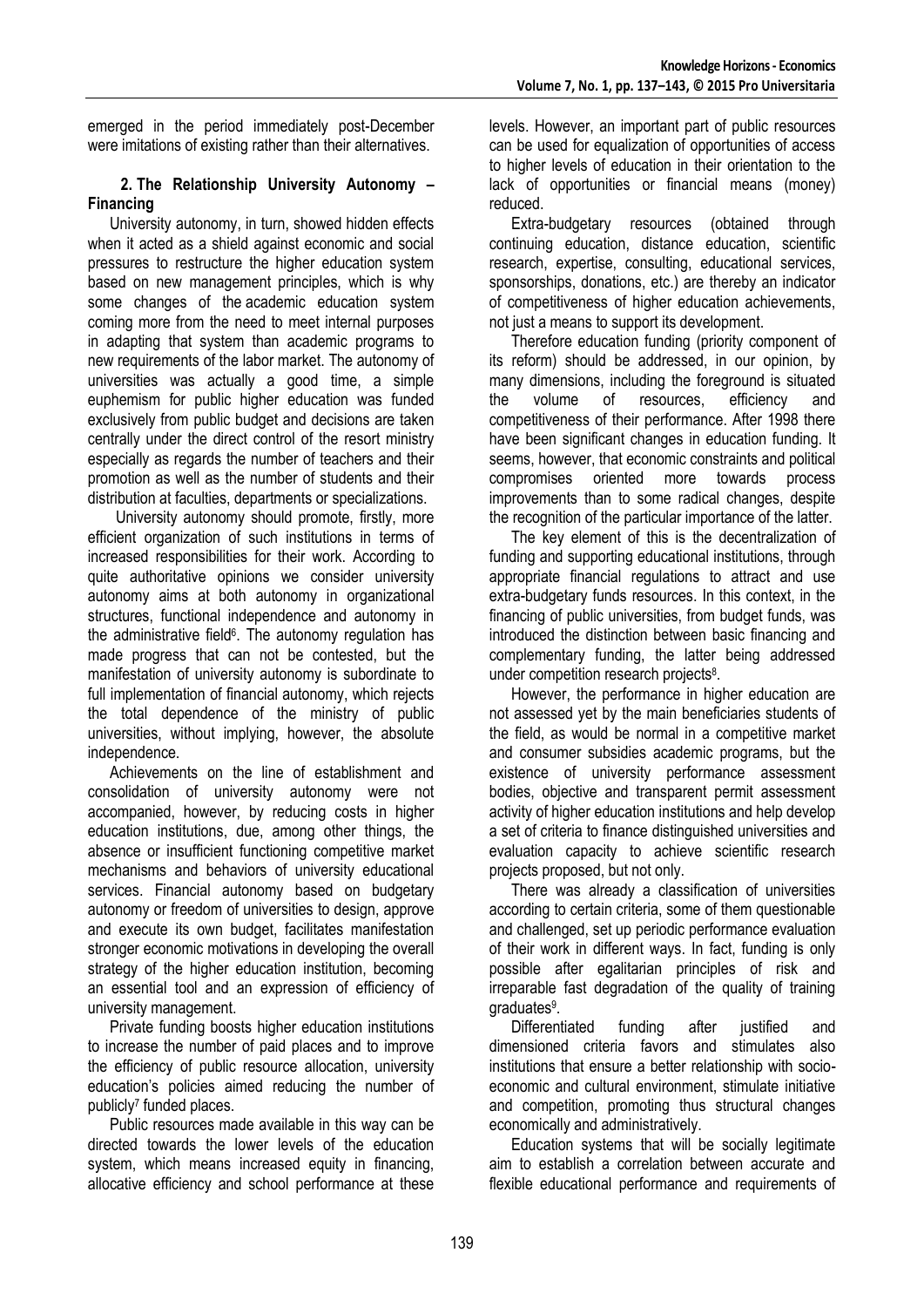emerged in the period immediately post-December were imitations of existing rather than their alternatives.

## 2. The Relationship University Autonomy – Financing

University autonomy, in turn, showed hidden effects when it acted as a shield against economic and social pressures to restructure the higher education system based on new management principles, which is why some changes of the academic education system coming more from the need to meet internal purposes in adapting that system than academic programs to new requirements of the labor market. The autonomy of universities was actually a good time, a simple euphemism for public higher education was funded exclusively from public budget and decisions are taken centrally under the direct control of the resort ministry especially as regards the number of teachers and their promotion as well as the number of students and their distribution at faculties, departments or specializations.

University autonomy should promote, firstly, more efficient organization of such institutions in terms of increased responsibilities for their work. According to quite authoritative opinions we consider university autonomy aims at both autonomy in organizational structures, functional independence and autonomy in the administrative field[6]. The autonomy regulation has made progress that can not be contested, but the manifestation of university autonomy is subordinate to full implementation of financial autonomy, which rejects the total dependence of the ministry of public universities, without implying, however, the absolute independence.

Achievements on the line of establishment and consolidation of university autonomy were not accompanied, however, by reducing costs in higher education institutions, due, among other things, the absence or insufficient functioning competitive market mechanisms and behaviors of university educational services. Financial autonomy based on budgetary autonomy or freedom of universities to design, approve and execute its own budget, facilitates manifestation stronger economic motivations in developing the overall strategy of the higher education institution, becoming an essential tool and an expression of efficiency of university management.

Private funding boosts higher education institutions to increase the number of paid places and to improve the efficiency of public resource allocation, university education's policies aimed reducing the number of publicly[7] funded places.

Public resources made available in this way can be directed towards the lower levels of the education system, which means increased equity in financing, allocative efficiency and school performance at these levels. However, an important part of public resources can be used for equalization of opportunities of access to higher levels of education in their orientation to the lack of opportunities or financial means (money) reduced.

Extra-budgetary resources (obtained through continuing education, distance education, scientific research, expertise, consulting, educational services, sponsorships, donations, etc.) are thereby an indicator of competitiveness of higher education achievements, not just a means to support its development.

Therefore education funding (priority component of its reform) should be addressed, in our opinion, by many dimensions, including the foreground is situated the volume of resources, efficiency and competitiveness of their performance. After 1998 there have been significant changes in education funding. It seems, however, that economic constraints and political compromises oriented more towards process improvements than to some radical changes, despite the recognition of the particular importance of the latter.

The key element of this is the decentralization of funding and supporting educational institutions, through appropriate financial regulations to attract and use extra-budgetary funds resources. In this context, in the financing of public universities, from budget funds, was introduced the distinction between basic financing and complementary funding, the latter being addressed under competition research projects[8].

However, the performance in higher education are not assessed yet by the main beneficiaries students of the field, as would be normal in a competitive market and consumer subsidies academic programs, but the existence of university performance assessment bodies, objective and transparent permit assessment activity of higher education institutions and help develop a set of criteria to finance distinguished universities and evaluation capacity to achieve scientific research projects proposed, but not only.

There was already a classification of universities according to certain criteria, some of them questionable and challenged, set up periodic performance evaluation of their work in different ways. In fact, funding is only possible after egalitarian principles of risk and irreparable fast degradation of the quality of training graduates[9].

Differentiated funding after justified and dimensioned criteria favors and stimulates also institutions that ensure a better relationship with socio-economic and cultural environment, stimulate initiative and competition, promoting thus structural changes economically and administratively.

Education systems that will be socially legitimate aim to establish a correlation between accurate and flexible educational performance and requirements of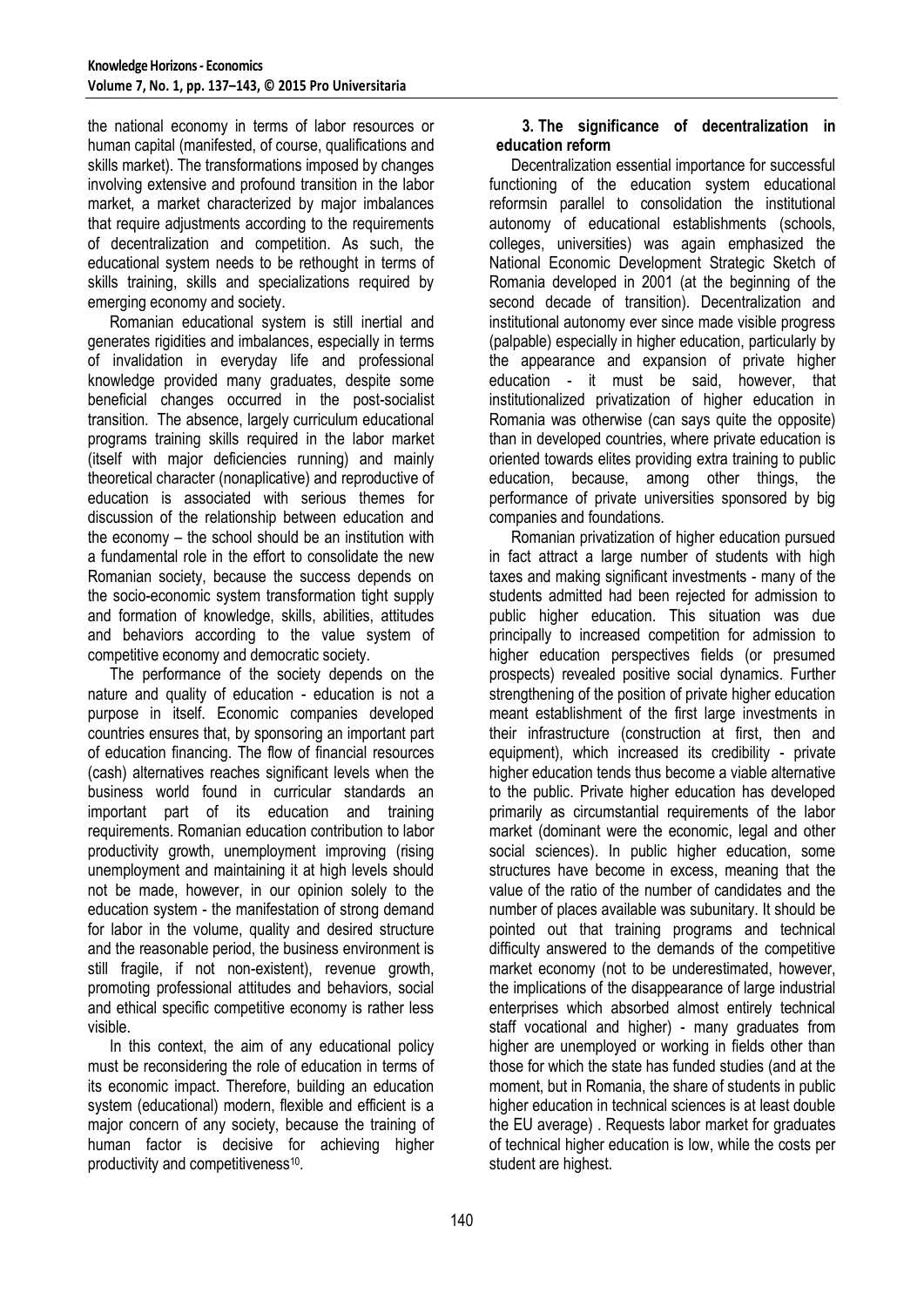the national economy in terms of labor resources or human capital (manifested, of course, qualifications and skills market). The transformations imposed by changes involving extensive and profound transition in the labor market, a market characterized by major imbalances that require adjustments according to the requirements of decentralization and competition. As such, the educational system needs to be rethought in terms of skills training, skills and specializations required by emerging economy and society.

Romanian educational system is still inertial and generates rigidities and imbalances, especially in terms of invalidation in everyday life and professional knowledge provided many graduates, despite some beneficial changes occurred in the post-socialist transition. The absence, largely curriculum educational programs training skills required in the labor market (itself with major deficiencies running) and mainly theoretical character (nonaplicative) and reproductive of education is associated with serious themes for discussion of the relationship between education and the economy – the school should be an institution with a fundamental role in the effort to consolidate the new Romanian society, because the success depends on the socio-economic system transformation tight supply and formation of knowledge, skills, abilities, attitudes and behaviors according to the value system of competitive economy and democratic society.

The performance of the society depends on the nature and quality of education - education is not a purpose in itself. Economic companies developed countries ensures that, by sponsoring an important part of education financing. The flow of financial resources (cash) alternatives reaches significant levels when the business world found in curricular standards an important part of its education and training requirements. Romanian education contribution to labor productivity growth, unemployment improving (rising unemployment and maintaining it at high levels should not be made, however, in our opinion solely to the education system - the manifestation of strong demand for labor in the volume, quality and desired structure and the reasonable period, the business environment is still fragile, if not non-existent), revenue growth, promoting professional attitudes and behaviors, social and ethical specific competitive economy is rather less visible.

In this context, the aim of any educational policy must be reconsidering the role of education in terms of its economic impact. Therefore, building an education system (educational) modern, flexible and efficient is a major concern of any society, because the training of human factor is decisive for achieving higher productivity and competitiveness[10].

## 3. The significance of decentralization in education reform

Decentralization essential importance for successful functioning of the education system educational reformsin parallel to consolidation the institutional autonomy of educational establishments (schools, colleges, universities) was again emphasized the National Economic Development Strategic Sketch of Romania developed in 2001 (at the beginning of the second decade of transition). Decentralization and institutional autonomy ever since made visible progress (palpable) especially in higher education, particularly by the appearance and expansion of private higher education - it must be said, however, that institutionalized privatization of higher education in Romania was otherwise (can says quite the opposite) than in developed countries, where private education is oriented towards elites providing extra training to public education, because, among other things, the performance of private universities sponsored by big companies and foundations.

Romanian privatization of higher education pursued in fact attract a large number of students with high taxes and making significant investments - many of the students admitted had been rejected for admission to public higher education. This situation was due principally to increased competition for admission to higher education perspectives fields (or presumed prospects) revealed positive social dynamics. Further strengthening of the position of private higher education meant establishment of the first large investments in their infrastructure (construction at first, then and equipment), which increased its credibility - private higher education tends thus become a viable alternative to the public. Private higher education has developed primarily as circumstantial requirements of the labor market (dominant were the economic, legal and other social sciences). In public higher education, some structures have become in excess, meaning that the value of the ratio of the number of candidates and the number of places available was subunitary. It should be pointed out that training programs and technical difficulty answered to the demands of the competitive market economy (not to be underestimated, however, the implications of the disappearance of large industrial enterprises which absorbed almost entirely technical staff vocational and higher) - many graduates from higher are unemployed or working in fields other than those for which the state has funded studies (and at the moment, but in Romania, the share of students in public higher education in technical sciences is at least double the EU average) . Requests labor market for graduates of technical higher education is low, while the costs per student are highest.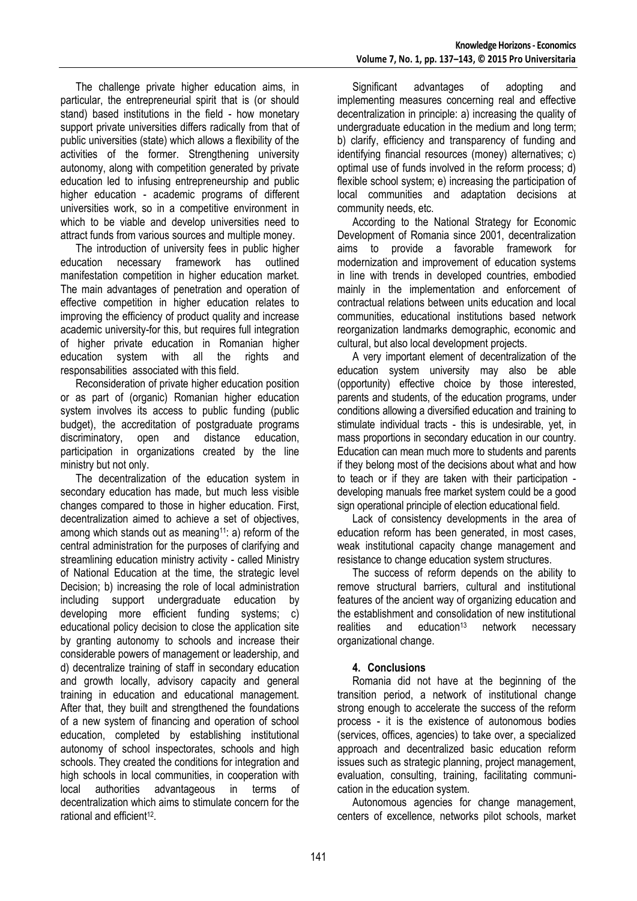The challenge private higher education aims, in particular, the entrepreneurial spirit that is (or should stand) based institutions in the field - how monetary support private universities differs radically from that of public universities (state) which allows a flexibility of the activities of the former. Strengthening university autonomy, along with competition generated by private education led to infusing entrepreneurship and public higher education - academic programs of different universities work, so in a competitive environment in which to be viable and develop universities need to attract funds from various sources and multiple money.

The introduction of university fees in public higher education necessary framework has outlined manifestation competition in higher education market. The main advantages of penetration and operation of effective competition in higher education relates to improving the efficiency of product quality and increase academic university-for this, but requires full integration of higher private education in Romanian higher education system with all the rights and responsabilities associated with this field.

Reconsideration of private higher education position or as part of (organic) Romanian higher education system involves its access to public funding (public budget), the accreditation of postgraduate programs discriminatory, open and distance education, participation in organizations created by the line ministry but not only.

The decentralization of the education system in secondary education has made, but much less visible changes compared to those in higher education. First, decentralization aimed to achieve a set of objectives, among which stands out as meaning[11]: a) reform of the central administration for the purposes of clarifying and streamlining education ministry activity - called Ministry of National Education at the time, the strategic level Decision; b) increasing the role of local administration including support undergraduate education by developing more efficient funding systems; c) educational policy decision to close the application site by granting autonomy to schools and increase their considerable powers of management or leadership, and d) decentralize training of staff in secondary education and growth locally, advisory capacity and general training in education and educational management. After that, they built and strengthened the foundations of a new system of financing and operation of school education, completed by establishing institutional autonomy of school inspectorates, schools and high schools. They created the conditions for integration and high schools in local communities, in cooperation with local authorities advantageous in terms of decentralization which aims to stimulate concern for the rational and efficient[12].

Significant advantages of adopting and implementing measures concerning real and effective decentralization in principle: a) increasing the quality of undergraduate education in the medium and long term; b) clarify, efficiency and transparency of funding and identifying financial resources (money) alternatives; c) optimal use of funds involved in the reform process; d) flexible school system; e) increasing the participation of local communities and adaptation decisions at community needs, etc.

According to the National Strategy for Economic Development of Romania since 2001, decentralization aims to provide a favorable framework for modernization and improvement of education systems in line with trends in developed countries, embodied mainly in the implementation and enforcement of contractual relations between units education and local communities, educational institutions based network reorganization landmarks demographic, economic and cultural, but also local development projects.

A very important element of decentralization of the education system university may also be able (opportunity) effective choice by those interested, parents and students, of the education programs, under conditions allowing a diversified education and training to stimulate individual tracts - this is undesirable, yet, in mass proportions in secondary education in our country. Education can mean much more to students and parents if they belong most of the decisions about what and how to teach or if they are taken with their participation - developing manuals free market system could be a good sign operational principle of election educational field.

Lack of consistency developments in the area of education reform has been generated, in most cases, weak institutional capacity change management and resistance to change education system structures.

The success of reform depends on the ability to remove structural barriers, cultural and institutional features of the ancient way of organizing education and the establishment and consolidation of new institutional realities and education[13] network necessary organizational change.

## 4. Conclusions

Romania did not have at the beginning of the transition period, a network of institutional change strong enough to accelerate the success of the reform process - it is the existence of autonomous bodies (services, offices, agencies) to take over, a specialized approach and decentralized basic education reform issues such as strategic planning, project management, evaluation, consulting, training, facilitating communication in the education system.

Autonomous agencies for change management, centers of excellence, networks pilot schools, market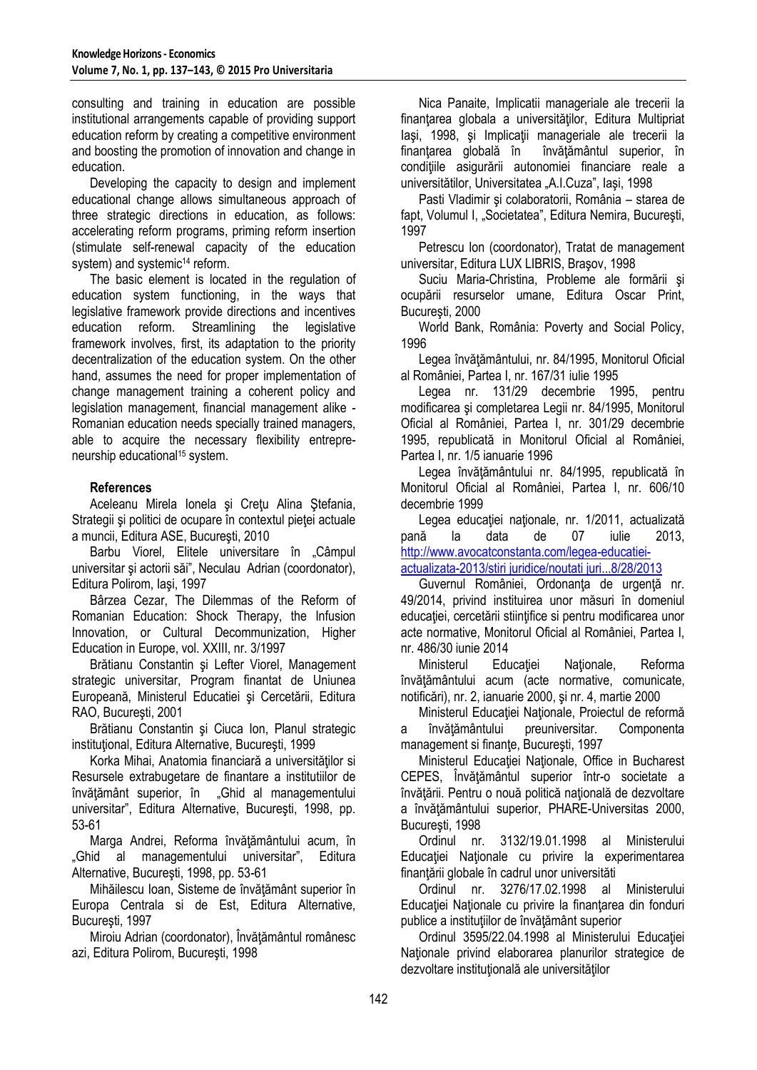consulting and training in education are possible institutional arrangements capable of providing support education reform by creating a competitive environment and boosting the promotion of innovation and change in education.

Developing the capacity to design and implement educational change allows simultaneous approach of three strategic directions in education, as follows: accelerating reform programs, priming reform insertion (stimulate self-renewal capacity of the education system) and systemic[14] reform.

The basic element is located in the regulation of education system functioning, in the ways that legislative framework provide directions and incentives education reform. Streamlining the legislative framework involves, first, its adaptation to the priority decentralization of the education system. On the other hand, assumes the need for proper implementation of change management training a coherent policy and legislation management, financial management alike - Romanian education needs specially trained managers, able to acquire the necessary flexibility entrepreneurship educational[15] system.

## References

Aceleanu Mirela Ionela şi Creţu Alina Ştefania, Strategii şi politici de ocupare în contextul pieţei actuale a muncii, Editura ASE, Bucureşti, 2010

Barbu Viorel, Elitele universitare în „Câmpul universitar şi actorii săi", Neculau Adrian (coordonator), Editura Polirom, Iaşi, 1997

Bârzea Cezar, The Dilemmas of the Reform of Romanian Education: Shock Therapy, the Infusion Innovation, or Cultural Decommunization, Higher Education in Europe, vol. XXIII, nr. 3/1997

Brătianu Constantin şi Lefter Viorel, Management strategic universitar, Program finantat de Uniunea Europeană, Ministerul Educatiei şi Cercetării, Editura RAO, Bucureşti, 2001

Brătianu Constantin şi Ciuca Ion, Planul strategic instituţional, Editura Alternative, Bucureşti, 1999

Korka Mihai, Anatomia financiară a universităţilor si Resursele extrabugetare de finantare a institutiilor de învăţământ superior, în „Ghid al managementului universitar", Editura Alternative, Bucureşti, 1998, pp. 53-61

Marga Andrei, Reforma învăţământului acum, în „Ghid al managementului universitar", Editura Alternative, Bucureşti, 1998, pp. 53-61

Mihăilescu Ioan, Sisteme de învăţământ superior în Europa Centrala si de Est, Editura Alternative, Bucureşti, 1997

Miroiu Adrian (coordonator), Învăţământul românesc azi, Editura Polirom, Bucureşti, 1998

Nica Panaite, Implicatii manageriale ale trecerii la finanţarea globala a universităţilor, Editura Multipriat Iaşi, 1998, şi Implicaţii manageriale ale trecerii la finanţarea globală în învăţământul superior, în condiţiile asigurării autonomiei financiare reale a universitătilor, Universitatea „A.I.Cuza", Iaşi, 1998

Pasti Vladimir şi colaboratorii, România – starea de fapt, Volumul I, „Societatea", Editura Nemira, Bucureşti, 1997

Petrescu Ion (coordonator), Tratat de management universitar, Editura LUX LIBRIS, Braşov, 1998

Suciu Maria-Christina, Probleme ale formării şi ocupării resurselor umane, Editura Oscar Print, Bucureşti, 2000

World Bank, România: Poverty and Social Policy, 1996

Legea învăţământului, nr. 84/1995, Monitorul Oficial al României, Partea I, nr. 167/31 iulie 1995

Legea nr. 131/29 decembrie 1995, pentru modificarea şi completarea Legii nr. 84/1995, Monitorul Oficial al României, Partea I, nr. 301/29 decembrie 1995, republicată in Monitorul Oficial al României, Partea I, nr. 1/5 ianuarie 1996

Legea învăţământului nr. 84/1995, republicată în Monitorul Oficial al României, Partea I, nr. 606/10 decembrie 1999

Legea educaţiei naţionale, nr. 1/2011, actualizată pană la data de 07 iulie 2013, http://www.avocatconstanta.com/legea-educatiei-actualizata-2013/stiri juridice/noutati juri...8/28/2013

Guvernul României, Ordonanţa de urgenţă nr. 49/2014, privind instituirea unor măsuri în domeniul educaţiei, cercetării stiinţifice si pentru modificarea unor acte normative, Monitorul Oficial al României, Partea I, nr. 486/30 iunie 2014

Ministerul Educaţiei Naţionale, Reforma învăţământului acum (acte normative, comunicate, notificări), nr. 2, ianuarie 2000, şi nr. 4, martie 2000

Ministerul Educaţiei Naţionale, Proiectul de reformă a învăţământului preuniversitar. Componenta management si finanţe, Bucureşti, 1997

Ministerul Educaţiei Naţionale, Office in Bucharest CEPES, Învăţământul superior într-o societate a învăţării. Pentru o nouă politică naţională de dezvoltare a învăţământului superior, PHARE-Universitas 2000, Bucureşti, 1998

Ordinul nr. 3132/19.01.1998 al Ministerului Educaţiei Naţionale cu privire la experimentarea finanţării globale în cadrul unor universităti

Ordinul nr. 3276/17.02.1998 al Ministerului Educaţiei Naţionale cu privire la finanţarea din fonduri publice a instituţiilor de învăţământ superior

Ordinul 3595/22.04.1998 al Ministerului Educaţiei Naţionale privind elaborarea planurilor strategice de dezvoltare instituţională ale universităţilor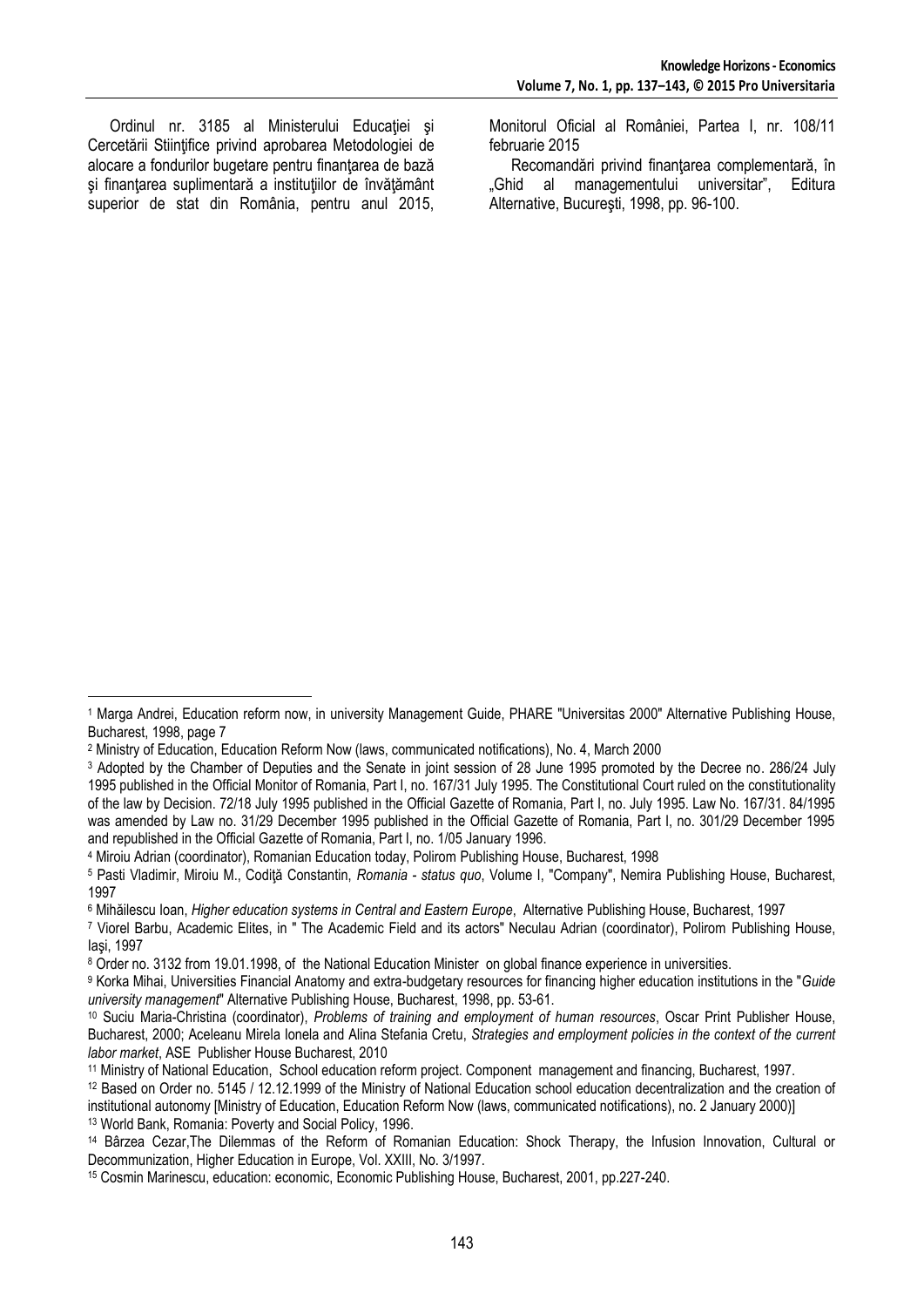Ordinul nr. 3185 al Ministerului Educaţiei şi Cercetării Stiinţifice privind aprobarea Metodologiei de alocare a fondurilor bugetare pentru finanţarea de bază şi finanţarea suplimentară a instituţiilor de învăţământ superior de stat din România, pentru anul 2015, Monitorul Oficial al României, Partea I, nr. 108/11 februarie 2015

Recomandări privind finanţarea complementară, în „Ghid al managementului universitar", Editura Alternative, Bucureşti, 1998, pp. 96-100.

---

[1] Marga Andrei, Education reform now, in university Management Guide, PHARE "Universitas 2000" Alternative Publishing House, Bucharest, 1998, page 7

[2] Ministry of Education, Education Reform Now (laws, communicated notifications), No. 4, March 2000

[3] Adopted by the Chamber of Deputies and the Senate in joint session of 28 June 1995 promoted by the Decree no. 286/24 July 1995 published in the Official Monitor of Romania, Part I, no. 167/31 July 1995. The Constitutional Court ruled on the constitutionality of the law by Decision. 72/18 July 1995 published in the Official Gazette of Romania, Part I, no. July 1995. Law No. 167/31. 84/1995 was amended by Law no. 31/29 December 1995 published in the Official Gazette of Romania, Part I, no. 301/29 December 1995 and republished in the Official Gazette of Romania, Part I, no. 1/05 January 1996.

[4] Miroiu Adrian (coordinator), Romanian Education today, Polirom Publishing House, Bucharest, 1998

[5] Pasti Vladimir, Miroiu M., Codiţă Constantin, *Romania - status quo*, Volume I, "Company", Nemira Publishing House, Bucharest, 1997

[6] Mihăilescu Ioan, *Higher education systems in Central and Eastern Europe*, Alternative Publishing House, Bucharest, 1997

[7] Viorel Barbu, Academic Elites, in " The Academic Field and its actors" Neculau Adrian (coordinator), Polirom Publishing House, Iaşi, 1997

[8] Order no. 3132 from 19.01.1998, of the National Education Minister on global finance experience in universities.

[9] Korka Mihai, Universities Financial Anatomy and extra-budgetary resources for financing higher education institutions in the "*Guide university management*" Alternative Publishing House, Bucharest, 1998, pp. 53-61.

[10] Suciu Maria-Christina (coordinator), *Problems of training and employment of human resources*, Oscar Print Publisher House, Bucharest, 2000; Aceleanu Mirela Ionela and Alina Stefania Cretu, *Strategies and employment policies in the context of the current labor market*, ASE Publisher House Bucharest, 2010

[11] Ministry of National Education, School education reform project. Component management and financing, Bucharest, 1997.

[12] Based on Order no. 5145 / 12.12.1999 of the Ministry of National Education school education decentralization and the creation of institutional autonomy [Ministry of Education, Education Reform Now (laws, communicated notifications), no. 2 January 2000)]

[13] World Bank, Romania: Poverty and Social Policy, 1996.

[14] Bârzea Cezar,The Dilemmas of the Reform of Romanian Education: Shock Therapy, the Infusion Innovation, Cultural or Decommunization, Higher Education in Europe, Vol. XXIII, No. 3/1997.

[15] Cosmin Marinescu, education: economic, Economic Publishing House, Bucharest, 2001, pp.227-240.